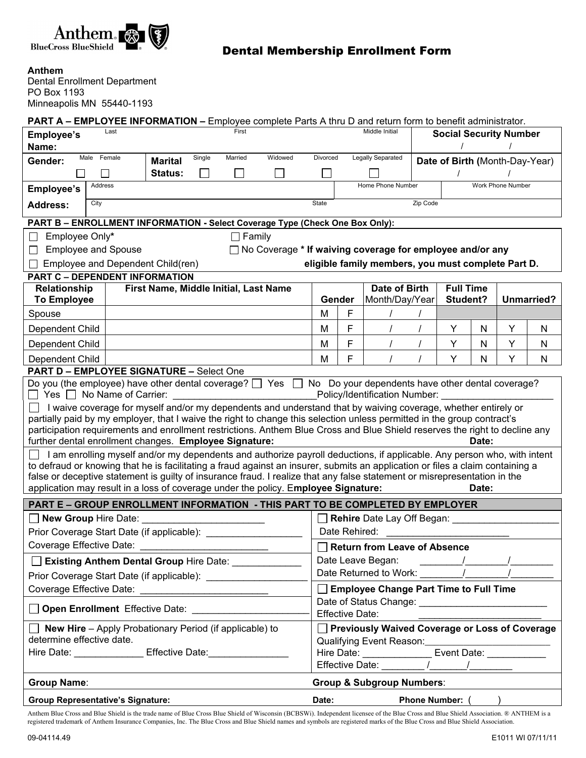Anthem BlueCross BlueShield

# Dental Membership Enrollment Form

**Anthem**
Dental Enrollment Department
PO Box 1193
Minneapolis MN 55440-1193

**PART A – EMPLOYEE INFORMATION –** Employee complete Parts A thru D and return form to benefit administrator.

| **Employee's Name:** | Last | First | Middle Initial | **Social Security Number** / / |
|---|---|---|---|---|
| **Gender:** Male ☐ Female ☐ | **Marital Status:** Single ☐ Married ☐ Widowed ☐ Divorced ☐ Legally Separated ☐ | | | **Date of Birth (**Month-Day-Year) / / |
| **Employee's Address:** | Address | | Home Phone Number | Work Phone Number |
| | City | State | | Zip Code |

**PART B – ENROLLMENT INFORMATION - Select Coverage Type (Check One Box Only):**

☐ Employee Only*
☐ Employee and Spouse
☐ Employee and Dependent Child(ren)
☐ Family
☐ No Coverage **\* If waiving coverage for employee and/or any eligible family members, you must complete Part D.**

**PART C – DEPENDENT INFORMATION**

| Relationship To Employee | First Name, Middle Initial, Last Name | Gender | | Date of Birth Month/Day/Year | Full Time Student? | | Unmarried? | |
|---|---|---|---|---|---|---|---|---|
| Spouse | | M | F | / / | | | | |
| Dependent Child | | M | F | / / | Y | N | Y | N |
| Dependent Child | | M | F | / / | Y | N | Y | N |
| Dependent Child | | M | F | / / | Y | N | Y | N |

**PART D – EMPLOYEE SIGNATURE –** Select One

Do you (the employee) have other dental coverage? ☐ Yes ☐ No Do your dependents have other dental coverage? ☐ Yes ☐ No Name of Carrier: ____________________________Policy/Identification Number: _____________________

☐ I waive coverage for myself and/or my dependents and understand that by waiving coverage, whether entirely or partially paid by my employer, that I waive the right to change this selection unless permitted in the group contract's participation requirements and enrollment restrictions. Anthem Blue Cross and Blue Shield reserves the right to decline any further dental enrollment changes. **Employee Signature:** **Date:**

☐ I am enrolling myself and/or my dependents and authorize payroll deductions, if applicable. Any person who, with intent to defraud or knowing that he is facilitating a fraud against an insurer, submits an application or files a claim containing a false or deceptive statement is guilty of insurance fraud. I realize that any false statement or misrepresentation in the application may result in a loss of coverage under the policy. E**mployee Signature:** **Date:**

**PART E – GROUP ENROLLMENT INFORMATION - THIS PART TO BE COMPLETED BY EMPLOYER**

| | |
|---|---|
| ☐ **New Group** Hire Date: _______________________<br>Prior Coverage Start Date (if applicable): _________________<br>Coverage Effective Date: ________________________ | ☐ **Rehire** Date Lay Off Began: ____________________<br>Date Rehired: _______________________ |
| ☐ **Existing Anthem Dental Group** Hire Date: _____________<br>Prior Coverage Start Date (if applicable): __________________<br>Coverage Effective Date: ________________________ | ☐ **Return from Leave of Absence**<br>Date Leave Began: ________/________/________<br>Date Returned to Work: ________/________/________ |
| ☐ **Open Enrollment** Effective Date: ______________________ | ☐ **Employee Change Part Time to Full Time**<br>Date of Status Change: ________________________<br>Effective Date: _______________________ |
| ☐ **New Hire** – Apply Probationary Period (if applicable) to determine effective date.<br>Hire Date: _____________ Effective Date:_______________ | ☐ **Previously Waived Coverage or Loss of Coverage**<br>Qualifying Event Reason:________________________<br>Hire Date: _____________ Event Date: ___________<br>Effective Date: ________ /_______/________ |
| **Group Name**: | **Group & Subgroup Numbers**: |
| **Group Representative's Signature:** | **Date:** **Phone Number:** ( ) |

Anthem Blue Cross and Blue Shield is the trade name of Blue Cross Blue Shield of Wisconsin (BCBSWi). Independent licensee of the Blue Cross and Blue Shield Association. ® ANTHEM is a registered trademark of Anthem Insurance Companies, Inc. The Blue Cross and Blue Shield names and symbols are registered marks of the Blue Cross and Blue Shield Association.

09-04114.49 E1011 WI 07/11/11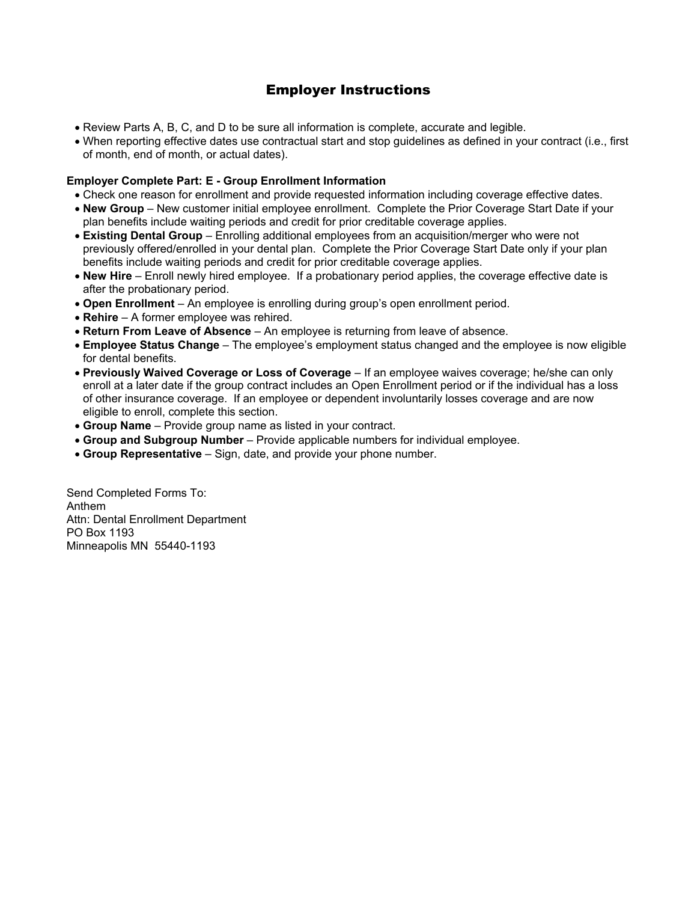# Employer Instructions

- Review Parts A, B, C, and D to be sure all information is complete, accurate and legible.
- When reporting effective dates use contractual start and stop guidelines as defined in your contract (i.e., first of month, end of month, or actual dates).

**Employer Complete Part: E - Group Enrollment Information**

- Check one reason for enrollment and provide requested information including coverage effective dates.
- **New Group** – New customer initial employee enrollment. Complete the Prior Coverage Start Date if your plan benefits include waiting periods and credit for prior creditable coverage applies.
- **Existing Dental Group** – Enrolling additional employees from an acquisition/merger who were not previously offered/enrolled in your dental plan. Complete the Prior Coverage Start Date only if your plan benefits include waiting periods and credit for prior creditable coverage applies.
- **New Hire** – Enroll newly hired employee. If a probationary period applies, the coverage effective date is after the probationary period.
- **Open Enrollment** – An employee is enrolling during group's open enrollment period.
- **Rehire** – A former employee was rehired.
- **Return From Leave of Absence** – An employee is returning from leave of absence.
- **Employee Status Change** – The employee's employment status changed and the employee is now eligible for dental benefits.
- **Previously Waived Coverage or Loss of Coverage** – If an employee waives coverage; he/she can only enroll at a later date if the group contract includes an Open Enrollment period or if the individual has a loss of other insurance coverage. If an employee or dependent involuntarily losses coverage and are now eligible to enroll, complete this section.
- **Group Name** – Provide group name as listed in your contract.
- **Group and Subgroup Number** – Provide applicable numbers for individual employee.
- **Group Representative** – Sign, date, and provide your phone number.

Send Completed Forms To:
Anthem
Attn: Dental Enrollment Department
PO Box 1193
Minneapolis MN 55440-1193